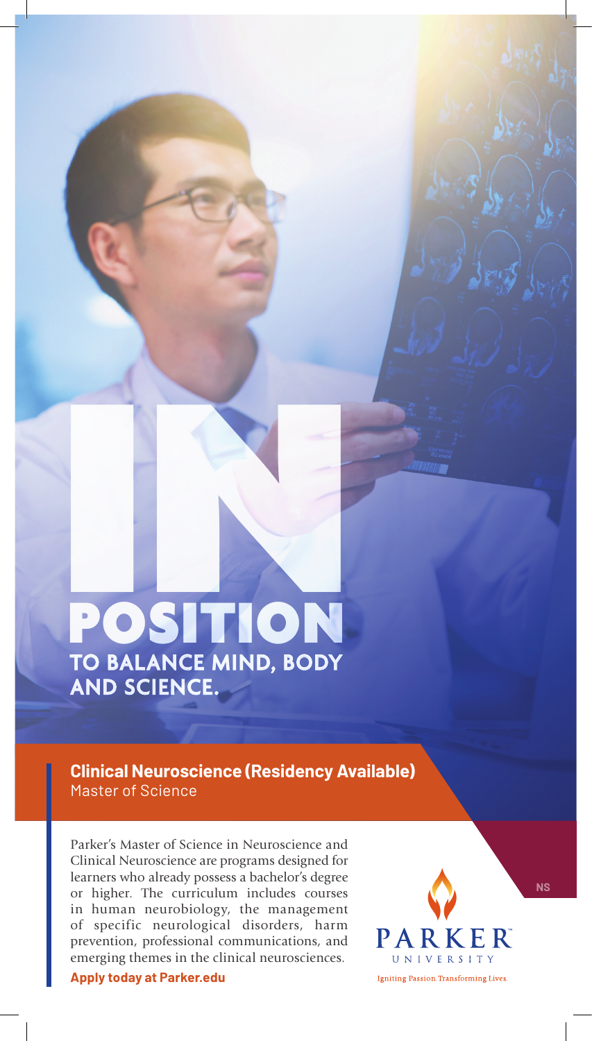# IN POSITION

## TO BALANCE MIND, BODY AND SCIENCE.

**Clinical Neuroscience (Residency Available)**
Master of Science

Parker's Master of Science in Neuroscience and Clinical Neuroscience are programs designed for learners who already possess a bachelor's degree or higher. The curriculum includes courses in human neurobiology, the management of specific neurological disorders, harm prevention, professional communications, and emerging themes in the clinical neurosciences.

**Apply today at Parker.edu**

NS

PARKER™
UNIVERSITY
Igniting Passion. Transforming Lives.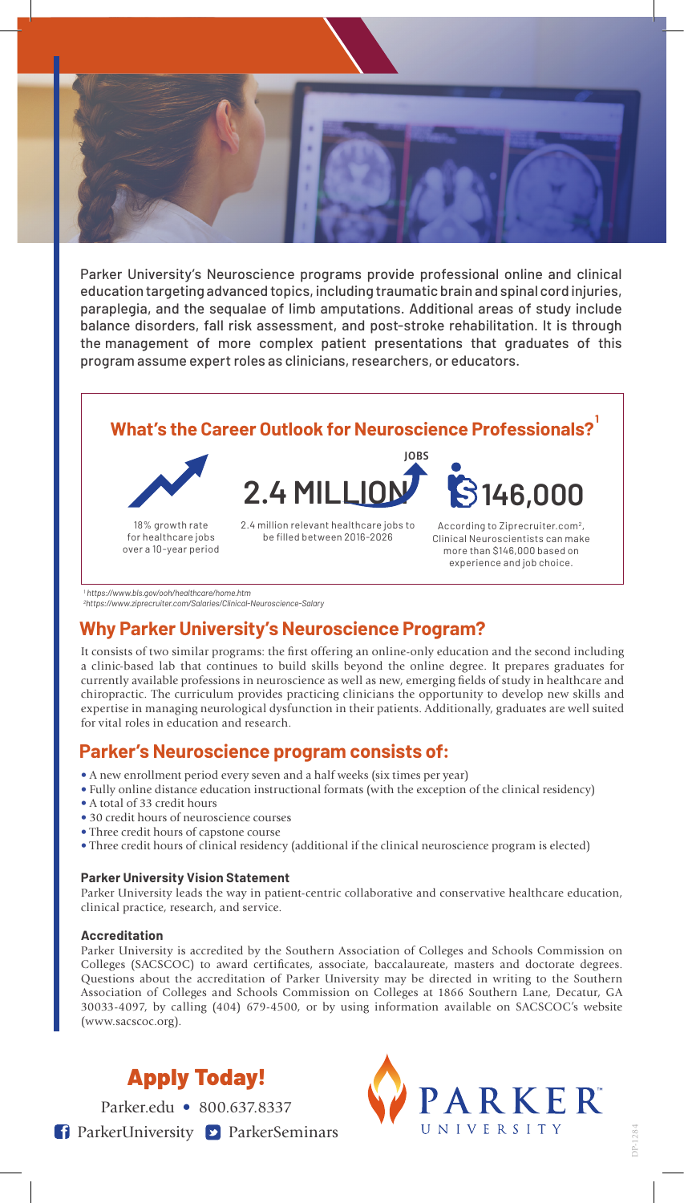Parker University's Neuroscience programs provide professional online and clinical education targeting advanced topics, including traumatic brain and spinal cord injuries, paraplegia, and the sequalae of limb amputations. Additional areas of study include balance disorders, fall risk assessment, and post-stroke rehabilitation. It is through the management of more complex patient presentations that graduates of this program assume expert roles as clinicians, researchers, or educators.

## What's the Career Outlook for Neuroscience Professionals?[1]

18% growth rate for healthcare jobs over a 10-year period

**2.4 MILLION** JOBS

2.4 million relevant healthcare jobs to be filled between 2016-2026

**$146,000**

According to Ziprecruiter.com[2], Clinical Neuroscientists can make more than $146,000 based on experience and job choice.

[1] *https://www.bls.gov/ooh/healthcare/home.htm*
[2] *https://www.ziprecruiter.com/Salaries/Clinical-Neuroscience-Salary*

## Why Parker University's Neuroscience Program?

It consists of two similar programs: the first offering an online-only education and the second including a clinic-based lab that continues to build skills beyond the online degree. It prepares graduates for currently available professions in neuroscience as well as new, emerging fields of study in healthcare and chiropractic. The curriculum provides practicing clinicians the opportunity to develop new skills and expertise in managing neurological dysfunction in their patients. Additionally, graduates are well suited for vital roles in education and research.

## Parker's Neuroscience program consists of:

- A new enrollment period every seven and a half weeks (six times per year)
- Fully online distance education instructional formats (with the exception of the clinical residency)
- A total of 33 credit hours
- 30 credit hours of neuroscience courses
- Three credit hours of capstone course
- Three credit hours of clinical residency (additional if the clinical neuroscience program is elected)

### Parker University Vision Statement

Parker University leads the way in patient-centric collaborative and conservative healthcare education, clinical practice, research, and service.

### Accreditation

Parker University is accredited by the Southern Association of Colleges and Schools Commission on Colleges (SACSCOC) to award certificates, associate, baccalaureate, masters and doctorate degrees. Questions about the accreditation of Parker University may be directed in writing to the Southern Association of Colleges and Schools Commission on Colleges at 1866 Southern Lane, Decatur, GA 30033-4097, by calling (404) 679-4500, or by using information available on SACSCOC's website (www.sacscoc.org).

## Apply Today!

Parker.edu • 800.637.8337

ParkerUniversity ParkerSeminars

PARKER UNIVERSITY

DP-1284